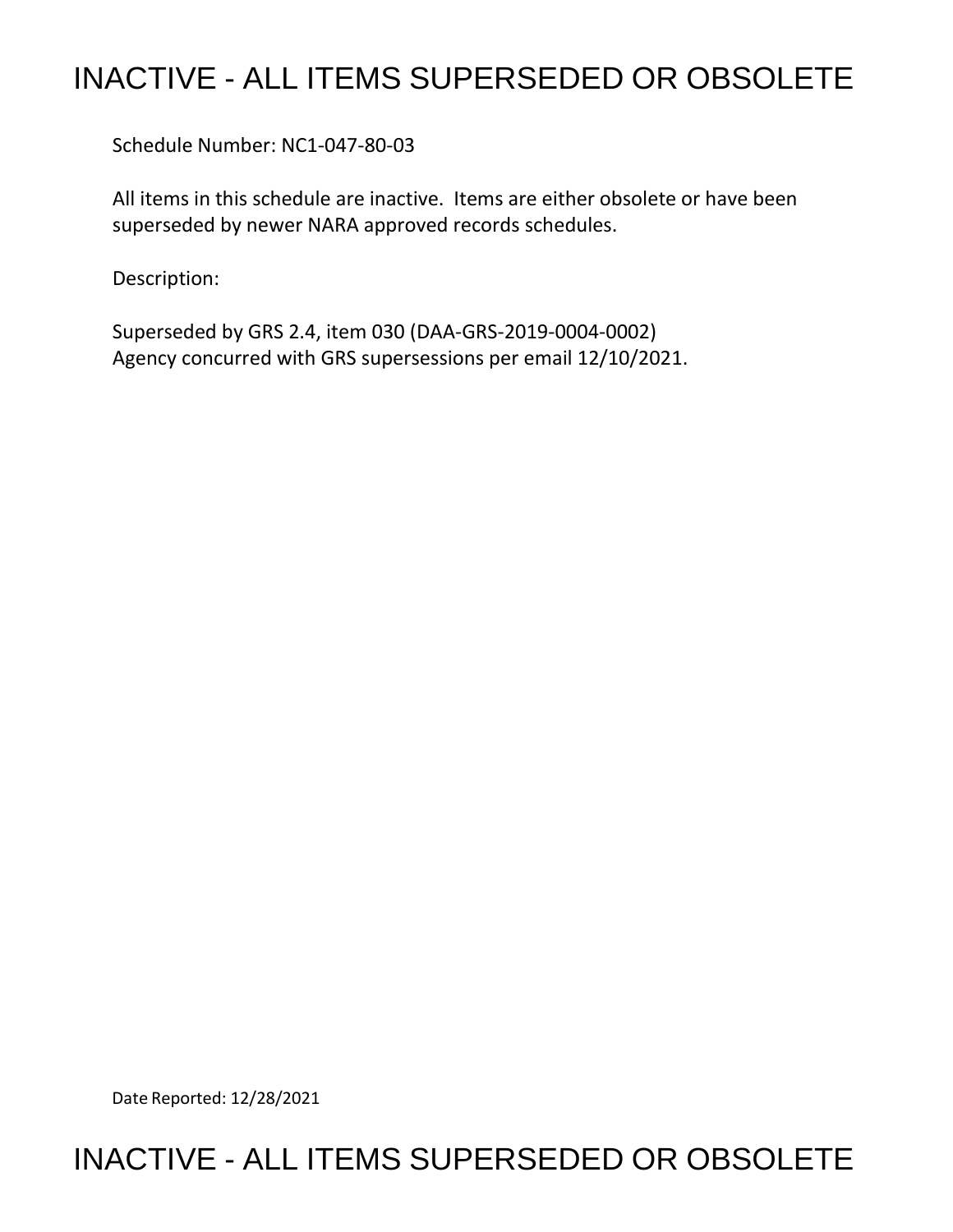# INACTIVE - ALL ITEMS SUPERSEDED OR OBSOLETE

Schedule Number: NC1-047-80-03

All items in this schedule are inactive. Items are either obsolete or have been superseded by newer NARA approved records schedules.

Description:

Superseded by GRS 2.4, item 030 (DAA-GRS-2019-0004-0002)
Agency concurred with GRS supersessions per email 12/10/2021.

Date Reported: 12/28/2021

# INACTIVE - ALL ITEMS SUPERSEDED OR OBSOLETE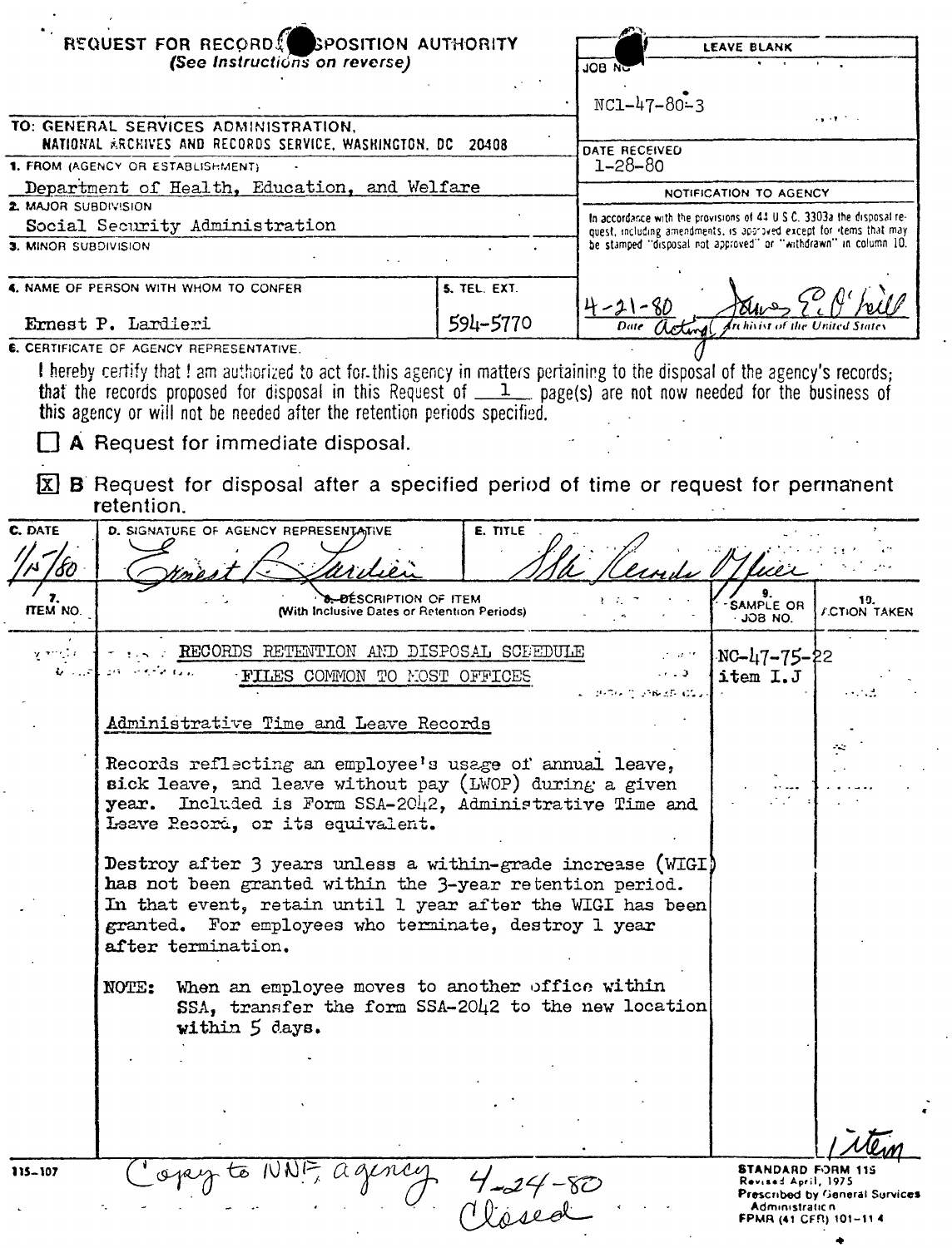# REQUEST FOR RECORDS DISPOSITION AUTHORITY
*(See Instructions on reverse)*

| LEAVE BLANK |
|---|
| JOB NO. NC1-47-80-3 |
| DATE RECEIVED 1-28-80 |
| NOTIFICATION TO AGENCY |
| In accordance with the provisions of 44 U.S.C. 3303a the disposal request, including amendments, is approved except for items that may be stamped "disposal not approved" or "withdrawn" in column 10. |
| 4-21-80 — Date — James E. O'Neill, Acting Archivist of the United States |

TO: GENERAL SERVICES ADMINISTRATION, NATIONAL ARCHIVES AND RECORDS SERVICE, WASHINGTON, DC 20408

1. FROM (AGENCY OR ESTABLISHMENT)
Department of Health, Education, and Welfare

2. MAJOR SUBDIVISION
Social Security Administration

3. MINOR SUBDIVISION

4. NAME OF PERSON WITH WHOM TO CONFER
Ernest P. Lardieri

5. TEL. EXT.
594-5770

6. CERTIFICATE OF AGENCY REPRESENTATIVE.

I hereby certify that I am authorized to act for this agency in matters pertaining to the disposal of the agency's records; that the records proposed for disposal in this Request of 1 page(s) are not now needed for the business of this agency or will not be needed after the retention periods specified.

☐ **A** Request for immediate disposal.

☒ **B** Request for disposal after a specified period of time or request for permanent retention.

| C. DATE | D. SIGNATURE OF AGENCY REPRESENTATIVE | E. TITLE |
|---|---|---|
| 1/15/80 | Ernest P. Lardieri | SSA Records Officer |

| 7. ITEM NO. | 8. DESCRIPTION OF ITEM (With Inclusive Dates or Retention Periods) | 9. SAMPLE OR JOB NO. | 10. ACTION TAKEN |
|---|---|---|---|
| | RECORDS RETENTION AND DISPOSAL SCHEDULE<br>FILES COMMON TO MOST OFFICES<br><br>Administrative Time and Leave Records<br><br>Records reflecting an employee's usage of annual leave, sick leave, and leave without pay (LWOP) during a given year. Included is Form SSA-2042, Administrative Time and Leave Record, or its equivalent.<br><br>Destroy after 3 years unless a within-grade increase (WIGI) has not been granted within the 3-year retention period. In that event, retain until 1 year after the WIGI has been granted. For employees who terminate, destroy 1 year after termination.<br><br>NOTE: When an employee moves to another office within SSA, transfer the form SSA-2042 to the new location within 5 days. | NC-47-75-22 item I.J | |

1 item

115-107

Copy to NNF, agency 4-24-80
Closed

STANDARD FORM 115
Revised April, 1975
Prescribed by General Services Administration
FPMR (41 CFR) 101-11.4